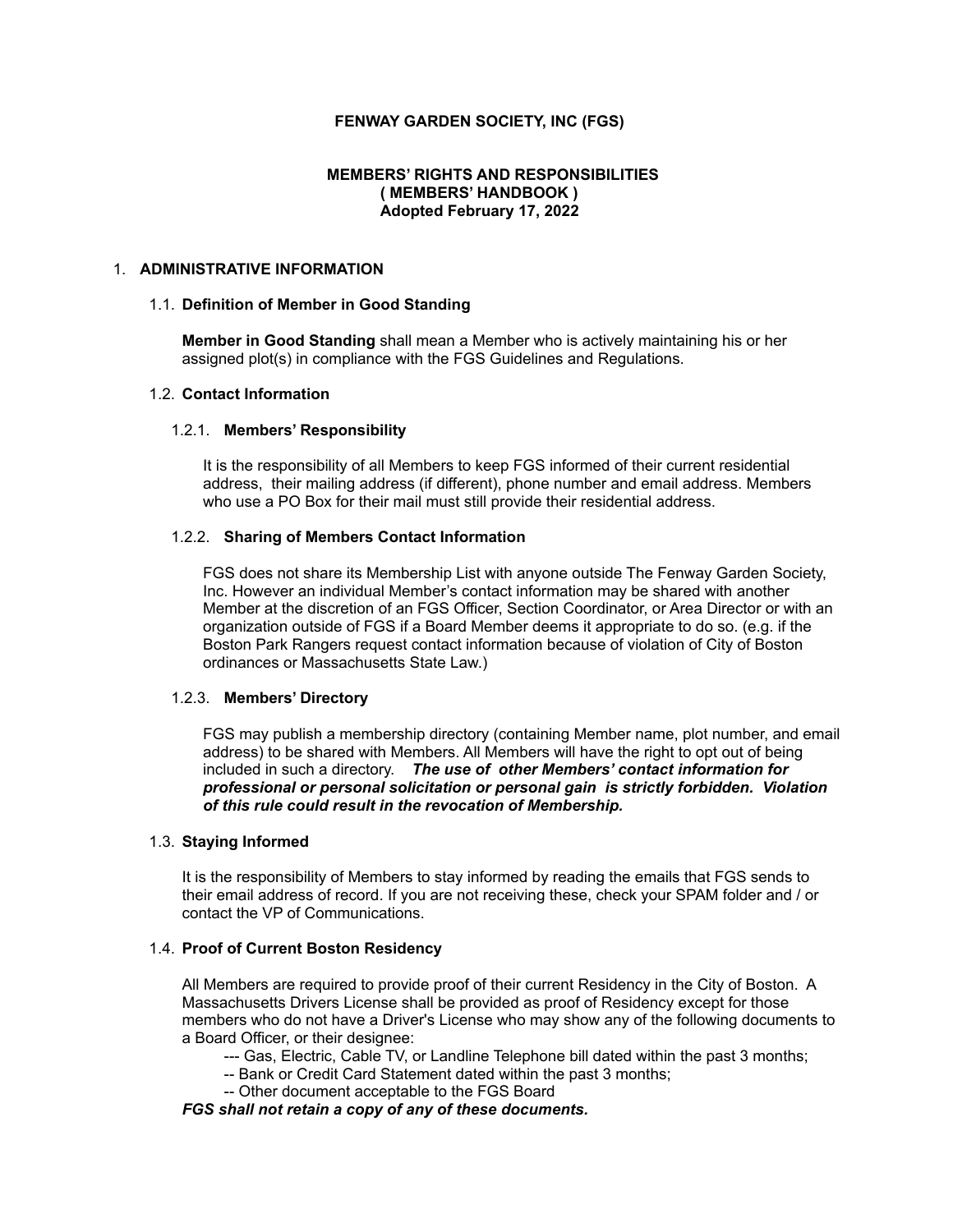# FENWAY GARDEN SOCIETY, INC (FGS)

## MEMBERS' RIGHTS AND RESPONSIBILITIES
## ( MEMBERS' HANDBOOK )
## Adopted February 17, 2022

## 1. ADMINISTRATIVE INFORMATION

### 1.1. Definition of Member in Good Standing

**Member in Good Standing** shall mean a Member who is actively maintaining his or her assigned plot(s) in compliance with the FGS Guidelines and Regulations.

### 1.2. Contact Information

#### 1.2.1. Members' Responsibility

It is the responsibility of all Members to keep FGS informed of their current residential address, their mailing address (if different), phone number and email address. Members who use a PO Box for their mail must still provide their residential address.

#### 1.2.2. Sharing of Members Contact Information

FGS does not share its Membership List with anyone outside The Fenway Garden Society, Inc. However an individual Member's contact information may be shared with another Member at the discretion of an FGS Officer, Section Coordinator, or Area Director or with an organization outside of FGS if a Board Member deems it appropriate to do so. (e.g. if the Boston Park Rangers request contact information because of violation of City of Boston ordinances or Massachusetts State Law.)

#### 1.2.3. Members' Directory

FGS may publish a membership directory (containing Member name, plot number, and email address) to be shared with Members. All Members will have the right to opt out of being included in such a directory. ***The use of other Members' contact information for professional or personal solicitation or personal gain is strictly forbidden. Violation of this rule could result in the revocation of Membership.***

### 1.3. Staying Informed

It is the responsibility of Members to stay informed by reading the emails that FGS sends to their email address of record. If you are not receiving these, check your SPAM folder and / or contact the VP of Communications.

### 1.4. Proof of Current Boston Residency

All Members are required to provide proof of their current Residency in the City of Boston. A Massachusetts Drivers License shall be provided as proof of Residency except for those members who do not have a Driver's License who may show any of the following documents to a Board Officer, or their designee:

--- Gas, Electric, Cable TV, or Landline Telephone bill dated within the past 3 months;
-- Bank or Credit Card Statement dated within the past 3 months;
-- Other document acceptable to the FGS Board

***FGS shall not retain a copy of any of these documents.***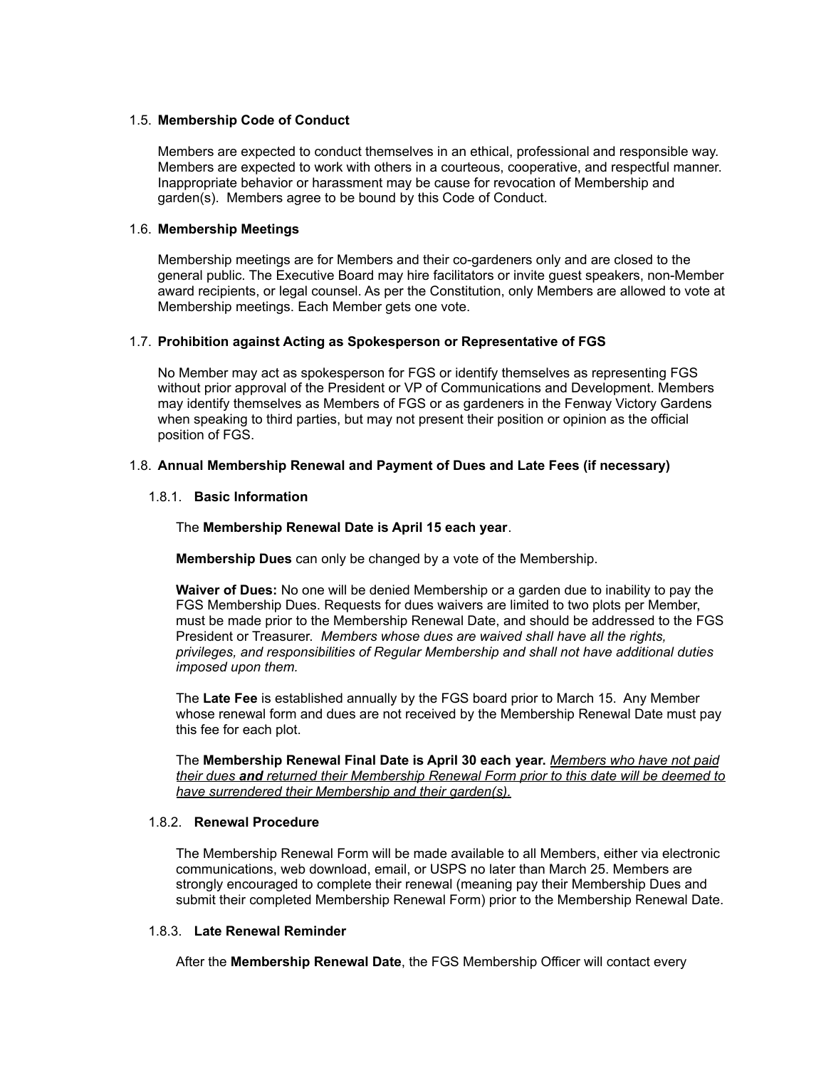### 1.5. **Membership Code of Conduct**

Members are expected to conduct themselves in an ethical, professional and responsible way. Members are expected to work with others in a courteous, cooperative, and respectful manner. Inappropriate behavior or harassment may be cause for revocation of Membership and garden(s). Members agree to be bound by this Code of Conduct.

### 1.6. **Membership Meetings**

Membership meetings are for Members and their co-gardeners only and are closed to the general public. The Executive Board may hire facilitators or invite guest speakers, non-Member award recipients, or legal counsel. As per the Constitution, only Members are allowed to vote at Membership meetings. Each Member gets one vote.

### 1.7. **Prohibition against Acting as Spokesperson or Representative of FGS**

No Member may act as spokesperson for FGS or identify themselves as representing FGS without prior approval of the President or VP of Communications and Development. Members may identify themselves as Members of FGS or as gardeners in the Fenway Victory Gardens when speaking to third parties, but may not present their position or opinion as the official position of FGS.

### 1.8. **Annual Membership Renewal and Payment of Dues and Late Fees (if necessary)**

#### 1.8.1. **Basic Information**

The **Membership Renewal Date is April 15 each year**.

**Membership Dues** can only be changed by a vote of the Membership.

**Waiver of Dues:** No one will be denied Membership or a garden due to inability to pay the FGS Membership Dues. Requests for dues waivers are limited to two plots per Member, must be made prior to the Membership Renewal Date, and should be addressed to the FGS President or Treasurer. *Members whose dues are waived shall have all the rights, privileges, and responsibilities of Regular Membership and shall not have additional duties imposed upon them.*

The **Late Fee** is established annually by the FGS board prior to March 15. Any Member whose renewal form and dues are not received by the Membership Renewal Date must pay this fee for each plot.

The **Membership Renewal Final Date is April 30 each year.** <u>Members who have not paid their dues ***and*** returned their Membership Renewal Form prior to this date will be deemed to have surrendered their Membership and their garden(s).</u>

#### 1.8.2. **Renewal Procedure**

The Membership Renewal Form will be made available to all Members, either via electronic communications, web download, email, or USPS no later than March 25. Members are strongly encouraged to complete their renewal (meaning pay their Membership Dues and submit their completed Membership Renewal Form) prior to the Membership Renewal Date.

#### 1.8.3. **Late Renewal Reminder**

After the **Membership Renewal Date**, the FGS Membership Officer will contact every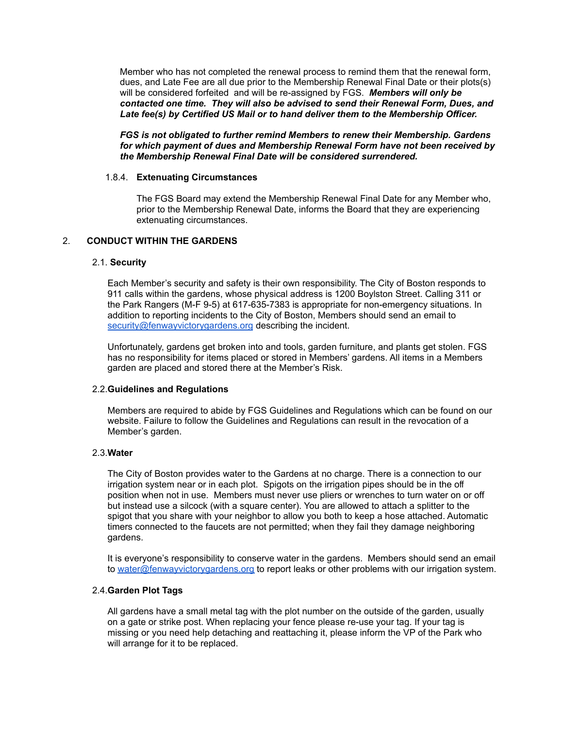Member who has not completed the renewal process to remind them that the renewal form, dues, and Late Fee are all due prior to the Membership Renewal Final Date or their plots(s) will be considered forfeited and will be re-assigned by FGS. ***Members will only be contacted one time. They will also be advised to send their Renewal Form, Dues, and Late fee(s) by Certified US Mail or to hand deliver them to the Membership Officer.***

***FGS is not obligated to further remind Members to renew their Membership. Gardens for which payment of dues and Membership Renewal Form have not been received by the Membership Renewal Final Date will be considered surrendered.***

#### 1.8.4. Extenuating Circumstances

The FGS Board may extend the Membership Renewal Final Date for any Member who, prior to the Membership Renewal Date, informs the Board that they are experiencing extenuating circumstances.

## 2. CONDUCT WITHIN THE GARDENS

### 2.1. Security

Each Member's security and safety is their own responsibility. The City of Boston responds to 911 calls within the gardens, whose physical address is 1200 Boylston Street. Calling 311 or the Park Rangers (M-F 9-5) at 617-635-7383 is appropriate for non-emergency situations. In addition to reporting incidents to the City of Boston, Members should send an email to [security@fenwayvictorygardens.org](mailto:security@fenwayvictorygardens.org) describing the incident.

Unfortunately, gardens get broken into and tools, garden furniture, and plants get stolen. FGS has no responsibility for items placed or stored in Members' gardens. All items in a Members garden are placed and stored there at the Member's Risk.

### 2.2. Guidelines and Regulations

Members are required to abide by FGS Guidelines and Regulations which can be found on our website. Failure to follow the Guidelines and Regulations can result in the revocation of a Member's garden.

### 2.3. Water

The City of Boston provides water to the Gardens at no charge. There is a connection to our irrigation system near or in each plot. Spigots on the irrigation pipes should be in the off position when not in use. Members must never use pliers or wrenches to turn water on or off but instead use a silcock (with a square center). You are allowed to attach a splitter to the spigot that you share with your neighbor to allow you both to keep a hose attached. Automatic timers connected to the faucets are not permitted; when they fail they damage neighboring gardens.

It is everyone's responsibility to conserve water in the gardens. Members should send an email to [water@fenwayvictorygardens.org](mailto:water@fenwayvictorygardens.org) to report leaks or other problems with our irrigation system.

### 2.4. Garden Plot Tags

All gardens have a small metal tag with the plot number on the outside of the garden, usually on a gate or strike post. When replacing your fence please re-use your tag. If your tag is missing or you need help detaching and reattaching it, please inform the VP of the Park who will arrange for it to be replaced.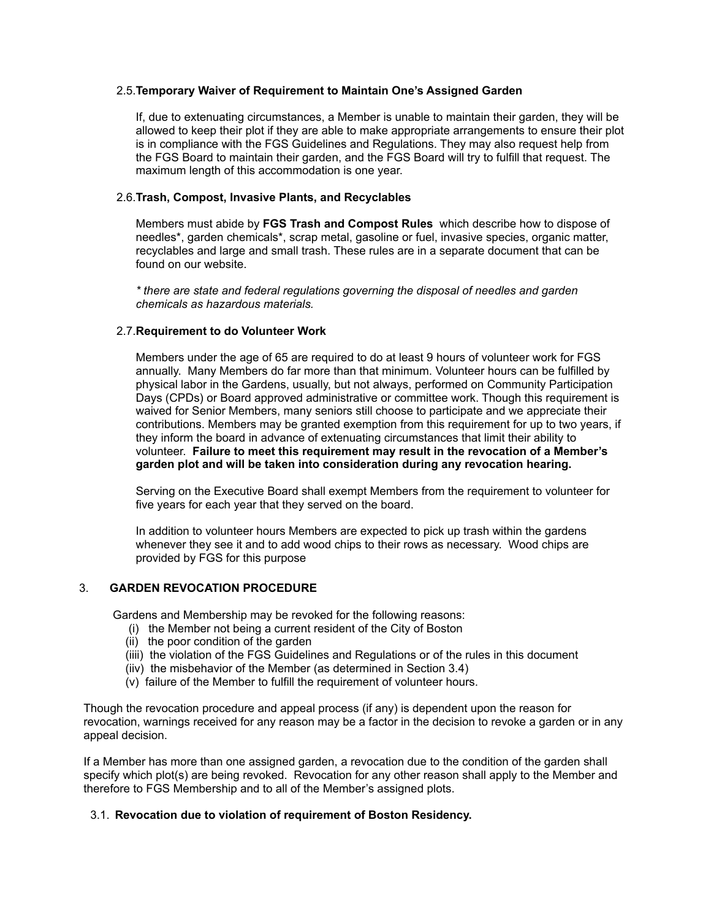### 2.5. **Temporary Waiver of Requirement to Maintain One's Assigned Garden**

If, due to extenuating circumstances, a Member is unable to maintain their garden, they will be allowed to keep their plot if they are able to make appropriate arrangements to ensure their plot is in compliance with the FGS Guidelines and Regulations. They may also request help from the FGS Board to maintain their garden, and the FGS Board will try to fulfill that request. The maximum length of this accommodation is one year.

### 2.6. **Trash, Compost, Invasive Plants, and Recyclables**

Members must abide by **FGS Trash and Compost Rules** which describe how to dispose of needles*, garden chemicals*, scrap metal, gasoline or fuel, invasive species, organic matter, recyclables and large and small trash. These rules are in a separate document that can be found on our website.

*\* there are state and federal regulations governing the disposal of needles and garden chemicals as hazardous materials.*

### 2.7. **Requirement to do Volunteer Work**

Members under the age of 65 are required to do at least 9 hours of volunteer work for FGS annually. Many Members do far more than that minimum. Volunteer hours can be fulfilled by physical labor in the Gardens, usually, but not always, performed on Community Participation Days (CPDs) or Board approved administrative or committee work. Though this requirement is waived for Senior Members, many seniors still choose to participate and we appreciate their contributions. Members may be granted exemption from this requirement for up to two years, if they inform the board in advance of extenuating circumstances that limit their ability to volunteer. **Failure to meet this requirement may result in the revocation of a Member's garden plot and will be taken into consideration during any revocation hearing.**

Serving on the Executive Board shall exempt Members from the requirement to volunteer for five years for each year that they served on the board.

In addition to volunteer hours Members are expected to pick up trash within the gardens whenever they see it and to add wood chips to their rows as necessary. Wood chips are provided by FGS for this purpose

## 3. GARDEN REVOCATION PROCEDURE

Gardens and Membership may be revoked for the following reasons:

(i) the Member not being a current resident of the City of Boston
(ii) the poor condition of the garden
(iiii) the violation of the FGS Guidelines and Regulations or of the rules in this document
(iiv) the misbehavior of the Member (as determined in Section 3.4)
(v) failure of the Member to fulfill the requirement of volunteer hours.

Though the revocation procedure and appeal process (if any) is dependent upon the reason for revocation, warnings received for any reason may be a factor in the decision to revoke a garden or in any appeal decision.

If a Member has more than one assigned garden, a revocation due to the condition of the garden shall specify which plot(s) are being revoked. Revocation for any other reason shall apply to the Member and therefore to FGS Membership and to all of the Member's assigned plots.

### 3.1. **Revocation due to violation of requirement of Boston Residency.**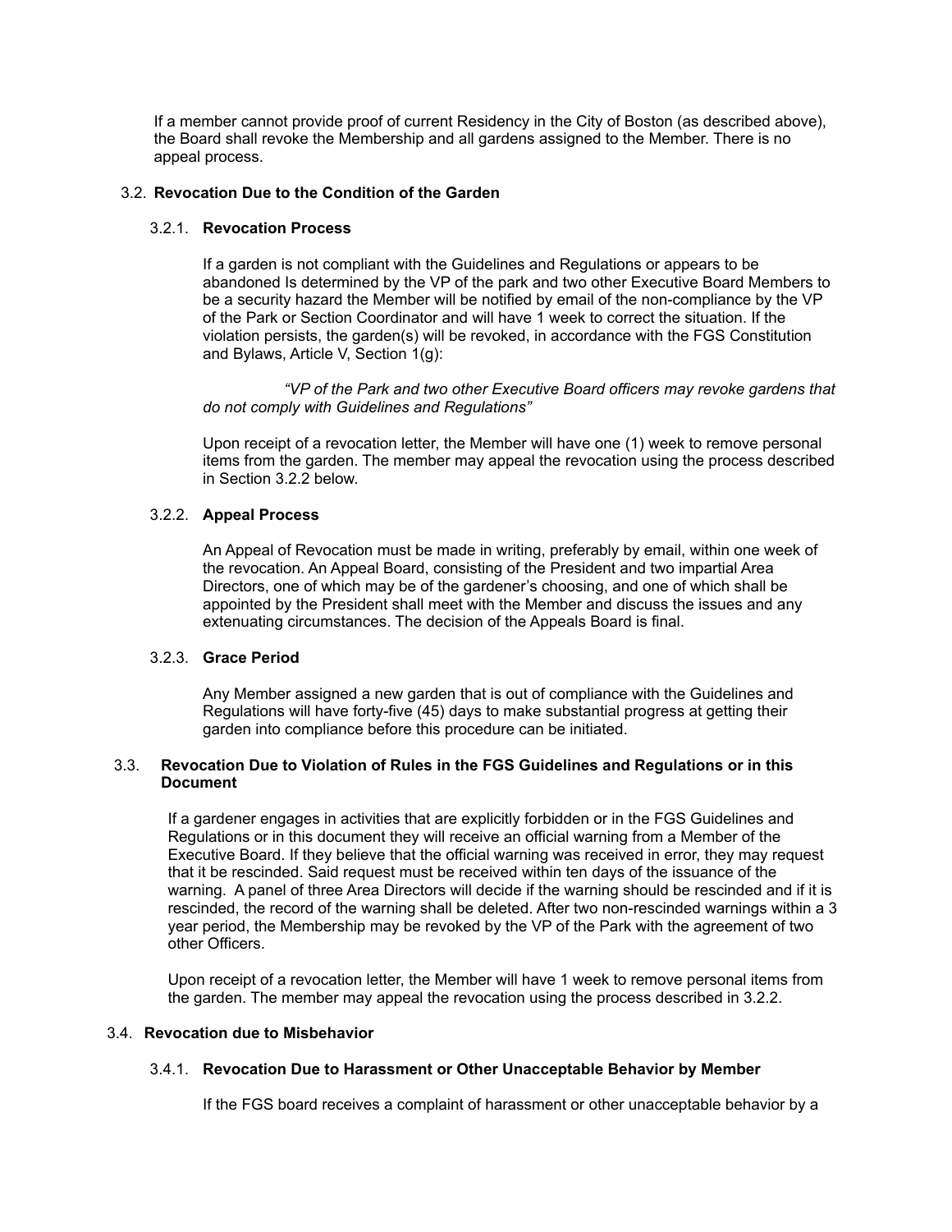If a member cannot provide proof of current Residency in the City of Boston (as described above), the Board shall revoke the Membership and all gardens assigned to the Member. There is no appeal process.

### 3.2. **Revocation Due to the Condition of the Garden**

#### 3.2.1. **Revocation Process**

If a garden is not compliant with the Guidelines and Regulations or appears to be abandoned Is determined by the VP of the park and two other Executive Board Members to be a security hazard the Member will be notified by email of the non-compliance by the VP of the Park or Section Coordinator and will have 1 week to correct the situation. If the violation persists, the garden(s) will be revoked, in accordance with the FGS Constitution and Bylaws, Article V, Section 1(g):

> *"VP of the Park and two other Executive Board officers may revoke gardens that do not comply with Guidelines and Regulations"*

Upon receipt of a revocation letter, the Member will have one (1) week to remove personal items from the garden. The member may appeal the revocation using the process described in Section 3.2.2 below.

#### 3.2.2. **Appeal Process**

An Appeal of Revocation must be made in writing, preferably by email, within one week of the revocation. An Appeal Board, consisting of the President and two impartial Area Directors, one of which may be of the gardener's choosing, and one of which shall be appointed by the President shall meet with the Member and discuss the issues and any extenuating circumstances. The decision of the Appeals Board is final.

#### 3.2.3. **Grace Period**

Any Member assigned a new garden that is out of compliance with the Guidelines and Regulations will have forty-five (45) days to make substantial progress at getting their garden into compliance before this procedure can be initiated.

### 3.3. **Revocation Due to Violation of Rules in the FGS Guidelines and Regulations or in this Document**

If a gardener engages in activities that are explicitly forbidden or in the FGS Guidelines and Regulations or in this document they will receive an official warning from a Member of the Executive Board. If they believe that the official warning was received in error, they may request that it be rescinded. Said request must be received within ten days of the issuance of the warning. A panel of three Area Directors will decide if the warning should be rescinded and if it is rescinded, the record of the warning shall be deleted. After two non-rescinded warnings within a 3 year period, the Membership may be revoked by the VP of the Park with the agreement of two other Officers.

Upon receipt of a revocation letter, the Member will have 1 week to remove personal items from the garden. The member may appeal the revocation using the process described in 3.2.2.

### 3.4. **Revocation due to Misbehavior**

#### 3.4.1. **Revocation Due to Harassment or Other Unacceptable Behavior by Member**

If the FGS board receives a complaint of harassment or other unacceptable behavior by a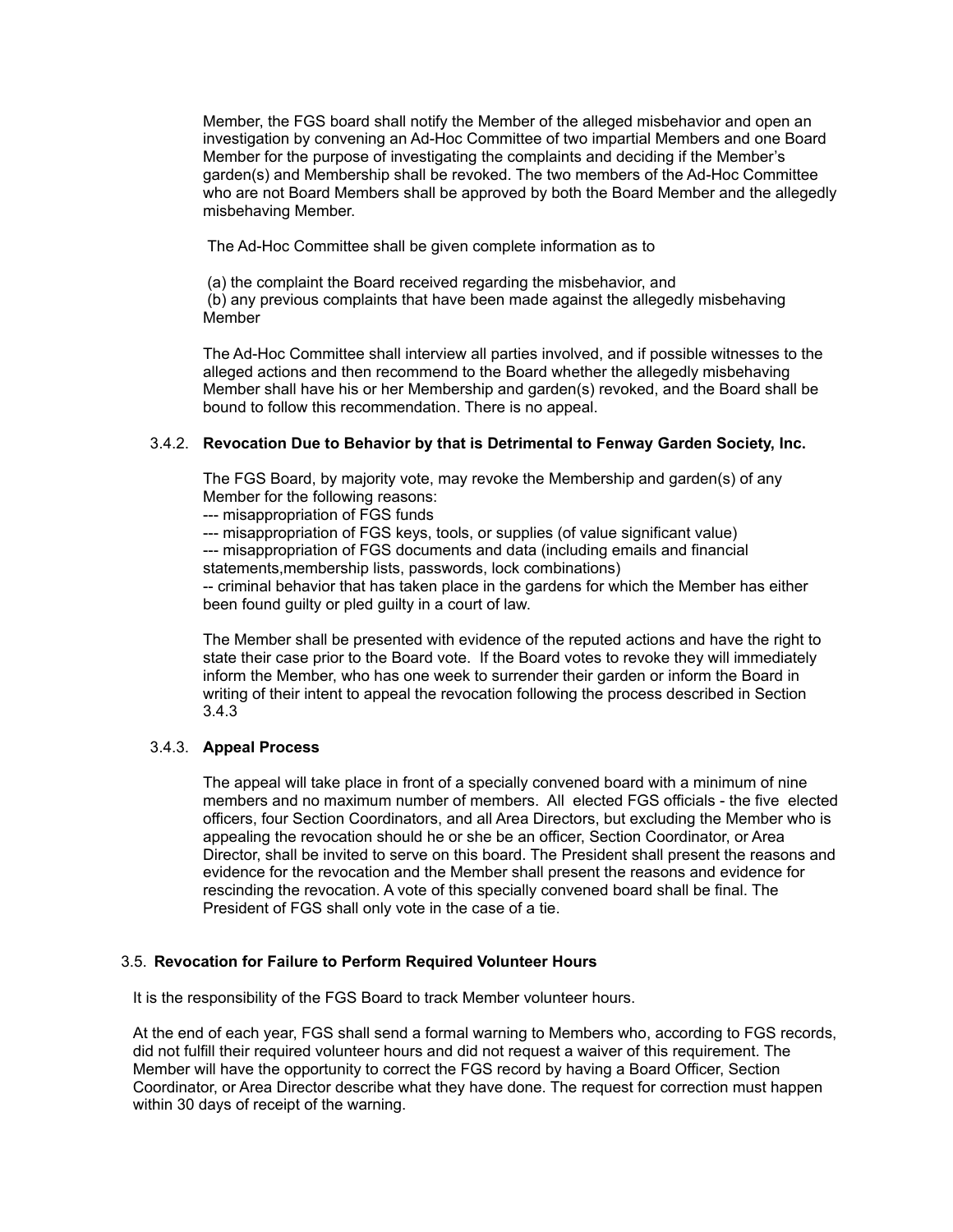Member, the FGS board shall notify the Member of the alleged misbehavior and open an investigation by convening an Ad-Hoc Committee of two impartial Members and one Board Member for the purpose of investigating the complaints and deciding if the Member's garden(s) and Membership shall be revoked. The two members of the Ad-Hoc Committee who are not Board Members shall be approved by both the Board Member and the allegedly misbehaving Member.

The Ad-Hoc Committee shall be given complete information as to

(a) the complaint the Board received regarding the misbehavior, and
(b) any previous complaints that have been made against the allegedly misbehaving Member

The Ad-Hoc Committee shall interview all parties involved, and if possible witnesses to the alleged actions and then recommend to the Board whether the allegedly misbehaving Member shall have his or her Membership and garden(s) revoked, and the Board shall be bound to follow this recommendation. There is no appeal.

#### 3.4.2. **Revocation Due to Behavior by that is Detrimental to Fenway Garden Society, Inc.**

The FGS Board, by majority vote, may revoke the Membership and garden(s) of any Member for the following reasons:
--- misappropriation of FGS funds
--- misappropriation of FGS keys, tools, or supplies (of value significant value)
--- misappropriation of FGS documents and data (including emails and financial statements,membership lists, passwords, lock combinations)
-- criminal behavior that has taken place in the gardens for which the Member has either been found guilty or pled guilty in a court of law.

The Member shall be presented with evidence of the reputed actions and have the right to state their case prior to the Board vote. If the Board votes to revoke they will immediately inform the Member, who has one week to surrender their garden or inform the Board in writing of their intent to appeal the revocation following the process described in Section 3.4.3

#### 3.4.3. **Appeal Process**

The appeal will take place in front of a specially convened board with a minimum of nine members and no maximum number of members. All elected FGS officials - the five elected officers, four Section Coordinators, and all Area Directors, but excluding the Member who is appealing the revocation should he or she be an officer, Section Coordinator, or Area Director, shall be invited to serve on this board. The President shall present the reasons and evidence for the revocation and the Member shall present the reasons and evidence for rescinding the revocation. A vote of this specially convened board shall be final. The President of FGS shall only vote in the case of a tie.

### 3.5. **Revocation for Failure to Perform Required Volunteer Hours**

It is the responsibility of the FGS Board to track Member volunteer hours.

At the end of each year, FGS shall send a formal warning to Members who, according to FGS records, did not fulfill their required volunteer hours and did not request a waiver of this requirement. The Member will have the opportunity to correct the FGS record by having a Board Officer, Section Coordinator, or Area Director describe what they have done. The request for correction must happen within 30 days of receipt of the warning.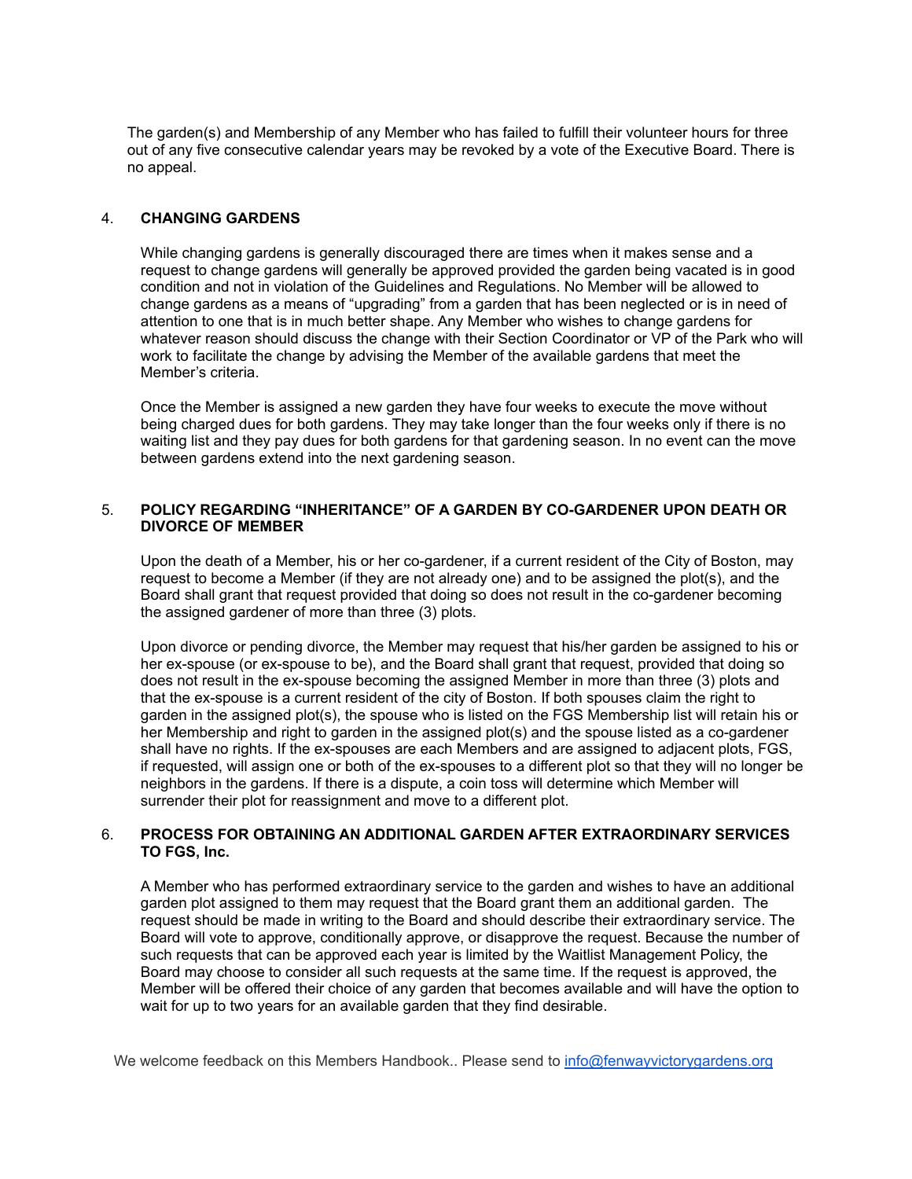The garden(s) and Membership of any Member who has failed to fulfill their volunteer hours for three out of any five consecutive calendar years may be revoked by a vote of the Executive Board. There is no appeal.

4. **CHANGING GARDENS**

   While changing gardens is generally discouraged there are times when it makes sense and a request to change gardens will generally be approved provided the garden being vacated is in good condition and not in violation of the Guidelines and Regulations. No Member will be allowed to change gardens as a means of "upgrading" from a garden that has been neglected or is in need of attention to one that is in much better shape. Any Member who wishes to change gardens for whatever reason should discuss the change with their Section Coordinator or VP of the Park who will work to facilitate the change by advising the Member of the available gardens that meet the Member's criteria.

   Once the Member is assigned a new garden they have four weeks to execute the move without being charged dues for both gardens. They may take longer than the four weeks only if there is no waiting list and they pay dues for both gardens for that gardening season. In no event can the move between gardens extend into the next gardening season.

5. **POLICY REGARDING "INHERITANCE" OF A GARDEN BY CO-GARDENER UPON DEATH OR DIVORCE OF MEMBER**

   Upon the death of a Member, his or her co-gardener, if a current resident of the City of Boston, may request to become a Member (if they are not already one) and to be assigned the plot(s), and the Board shall grant that request provided that doing so does not result in the co-gardener becoming the assigned gardener of more than three (3) plots.

   Upon divorce or pending divorce, the Member may request that his/her garden be assigned to his or her ex-spouse (or ex-spouse to be), and the Board shall grant that request, provided that doing so does not result in the ex-spouse becoming the assigned Member in more than three (3) plots and that the ex-spouse is a current resident of the city of Boston. If both spouses claim the right to garden in the assigned plot(s), the spouse who is listed on the FGS Membership list will retain his or her Membership and right to garden in the assigned plot(s) and the spouse listed as a co-gardener shall have no rights. If the ex-spouses are each Members and are assigned to adjacent plots, FGS, if requested, will assign one or both of the ex-spouses to a different plot so that they will no longer be neighbors in the gardens. If there is a dispute, a coin toss will determine which Member will surrender their plot for reassignment and move to a different plot.

6. **PROCESS FOR OBTAINING AN ADDITIONAL GARDEN AFTER EXTRAORDINARY SERVICES TO FGS, Inc.**

   A Member who has performed extraordinary service to the garden and wishes to have an additional garden plot assigned to them may request that the Board grant them an additional garden. The request should be made in writing to the Board and should describe their extraordinary service. The Board will vote to approve, conditionally approve, or disapprove the request. Because the number of such requests that can be approved each year is limited by the Waitlist Management Policy, the Board may choose to consider all such requests at the same time. If the request is approved, the Member will be offered their choice of any garden that becomes available and will have the option to wait for up to two years for an available garden that they find desirable.

We welcome feedback on this Members Handbook.. Please send to [info@fenwayvictorygardens.org](mailto:info@fenwayvictorygardens.org)